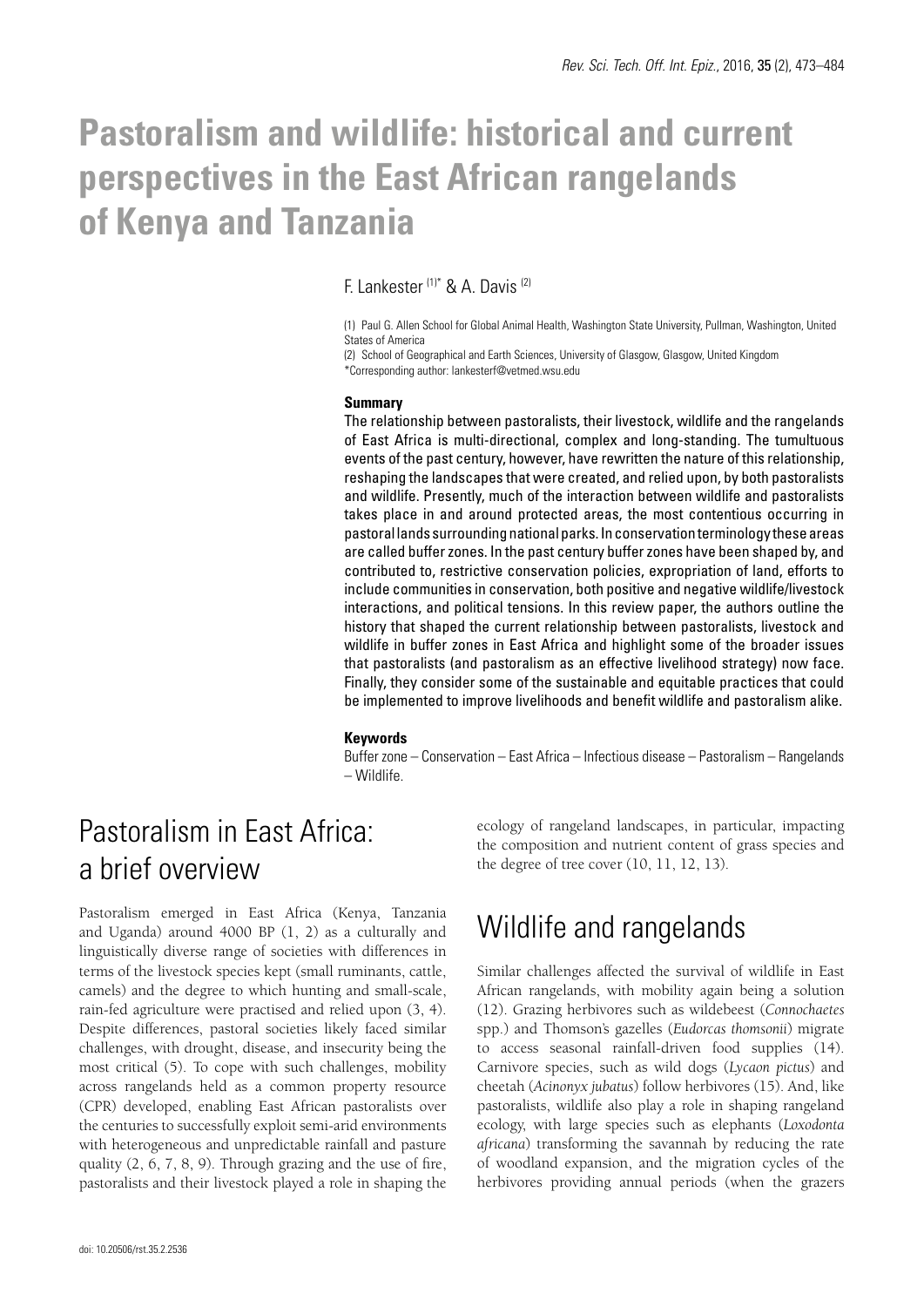# Pastoralism and wildlife: historical and current perspectives in the East African rangelands of Kenya and Tanzania

F. Lankester [(1)*] & A. Davis [(2)]

(1) Paul G. Allen School for Global Animal Health, Washington State University, Pullman, Washington, United States of America

(2) School of Geographical and Earth Sciences, University of Glasgow, Glasgow, United Kingdom

*Corresponding author: lankesterf@vetmed.wsu.edu

**Summary**

The relationship between pastoralists, their livestock, wildlife and the rangelands of East Africa is multi-directional, complex and long-standing. The tumultuous events of the past century, however, have rewritten the nature of this relationship, reshaping the landscapes that were created, and relied upon, by both pastoralists and wildlife. Presently, much of the interaction between wildlife and pastoralists takes place in and around protected areas, the most contentious occurring in pastoral lands surrounding national parks. In conservation terminology these areas are called buffer zones. In the past century buffer zones have been shaped by, and contributed to, restrictive conservation policies, expropriation of land, efforts to include communities in conservation, both positive and negative wildlife/livestock interactions, and political tensions. In this review paper, the authors outline the history that shaped the current relationship between pastoralists, livestock and wildlife in buffer zones in East Africa and highlight some of the broader issues that pastoralists (and pastoralism as an effective livelihood strategy) now face. Finally, they consider some of the sustainable and equitable practices that could be implemented to improve livelihoods and benefit wildlife and pastoralism alike.

**Keywords**

Buffer zone – Conservation – East Africa – Infectious disease – Pastoralism – Rangelands – Wildlife.

## Pastoralism in East Africa: a brief overview

Pastoralism emerged in East Africa (Kenya, Tanzania and Uganda) around 4000 BP (1, 2) as a culturally and linguistically diverse range of societies with differences in terms of the livestock species kept (small ruminants, cattle, camels) and the degree to which hunting and small-scale, rain-fed agriculture were practised and relied upon (3, 4). Despite differences, pastoral societies likely faced similar challenges, with drought, disease, and insecurity being the most critical (5). To cope with such challenges, mobility across rangelands held as a common property resource (CPR) developed, enabling East African pastoralists over the centuries to successfully exploit semi-arid environments with heterogeneous and unpredictable rainfall and pasture quality (2, 6, 7, 8, 9). Through grazing and the use of fire, pastoralists and their livestock played a role in shaping the ecology of rangeland landscapes, in particular, impacting the composition and nutrient content of grass species and the degree of tree cover (10, 11, 12, 13).

## Wildlife and rangelands

Similar challenges affected the survival of wildlife in East African rangelands, with mobility again being a solution (12). Grazing herbivores such as wildebeest (*Connochaetes* spp.) and Thomson's gazelles (*Eudorcas thomsonii*) migrate to access seasonal rainfall-driven food supplies (14). Carnivore species, such as wild dogs (*Lycaon pictus*) and cheetah (*Acinonyx jubatus*) follow herbivores (15). And, like pastoralists, wildlife also play a role in shaping rangeland ecology, with large species such as elephants (*Loxodonta africana*) transforming the savannah by reducing the rate of woodland expansion, and the migration cycles of the herbivores providing annual periods (when the grazers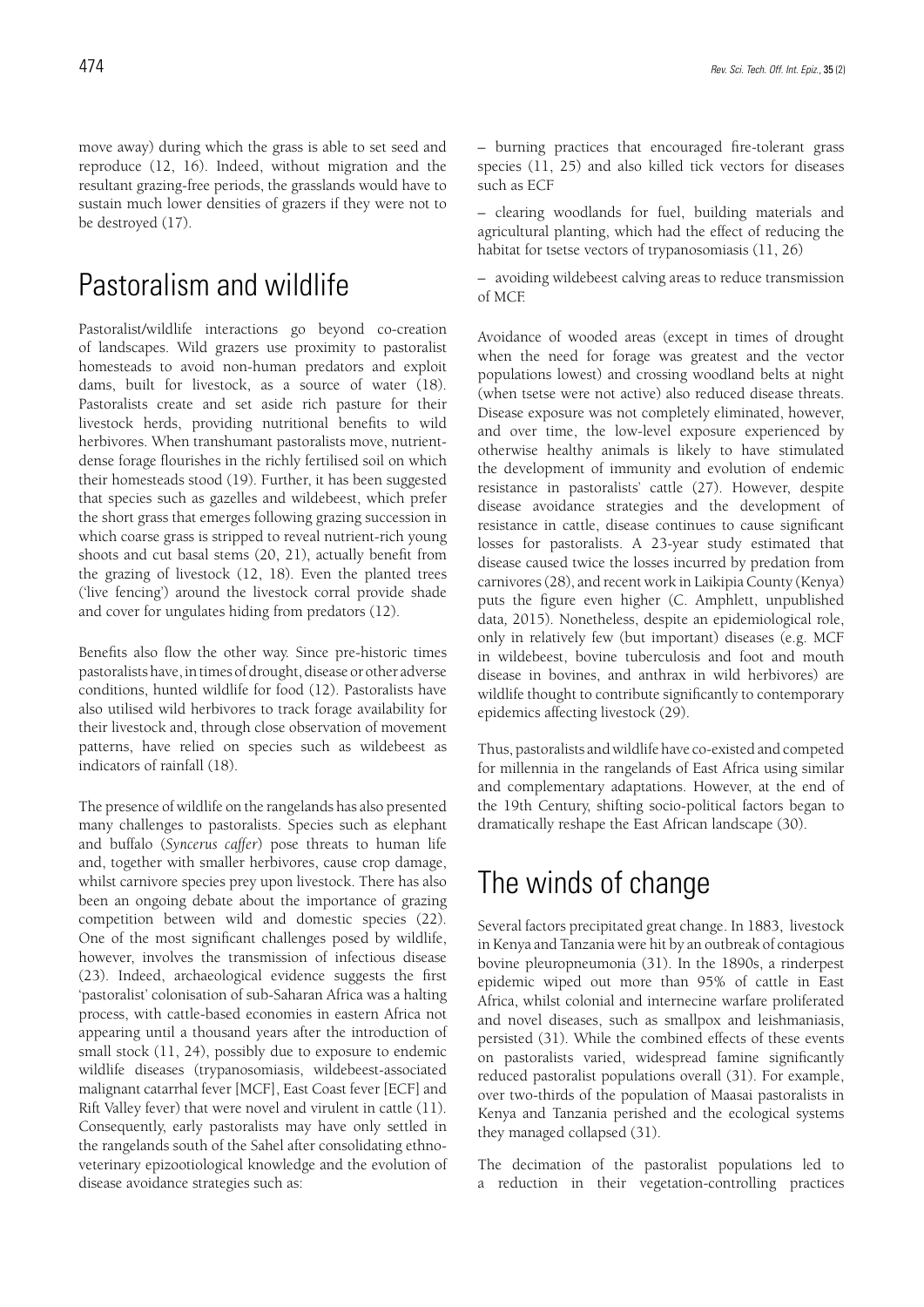move away) during which the grass is able to set seed and reproduce (12, 16). Indeed, without migration and the resultant grazing-free periods, the grasslands would have to sustain much lower densities of grazers if they were not to be destroyed (17).

## Pastoralism and wildlife

Pastoralist/wildlife interactions go beyond co-creation of landscapes. Wild grazers use proximity to pastoralist homesteads to avoid non-human predators and exploit dams, built for livestock, as a source of water (18). Pastoralists create and set aside rich pasture for their livestock herds, providing nutritional benefits to wild herbivores. When transhumant pastoralists move, nutrient-dense forage flourishes in the richly fertilised soil on which their homesteads stood (19). Further, it has been suggested that species such as gazelles and wildebeest, which prefer the short grass that emerges following grazing succession in which coarse grass is stripped to reveal nutrient-rich young shoots and cut basal stems (20, 21), actually benefit from the grazing of livestock (12, 18). Even the planted trees ('live fencing') around the livestock corral provide shade and cover for ungulates hiding from predators (12).

Benefits also flow the other way. Since pre-historic times pastoralists have, in times of drought, disease or other adverse conditions, hunted wildlife for food (12). Pastoralists have also utilised wild herbivores to track forage availability for their livestock and, through close observation of movement patterns, have relied on species such as wildebeest as indicators of rainfall (18).

The presence of wildlife on the rangelands has also presented many challenges to pastoralists. Species such as elephant and buffalo (*Syncerus caffer*) pose threats to human life and, together with smaller herbivores, cause crop damage, whilst carnivore species prey upon livestock. There has also been an ongoing debate about the importance of grazing competition between wild and domestic species (22). One of the most significant challenges posed by wildlife, however, involves the transmission of infectious disease (23). Indeed, archaeological evidence suggests the first 'pastoralist' colonisation of sub-Saharan Africa was a halting process, with cattle-based economies in eastern Africa not appearing until a thousand years after the introduction of small stock (11, 24), possibly due to exposure to endemic wildlife diseases (trypanosomiasis, wildebeest-associated malignant catarrhal fever [MCF], East Coast fever [ECF] and Rift Valley fever) that were novel and virulent in cattle (11). Consequently, early pastoralists may have only settled in the rangelands south of the Sahel after consolidating ethno-veterinary epizootiological knowledge and the evolution of disease avoidance strategies such as:

– burning practices that encouraged fire-tolerant grass species (11, 25) and also killed tick vectors for diseases such as ECF

– clearing woodlands for fuel, building materials and agricultural planting, which had the effect of reducing the habitat for tsetse vectors of trypanosomiasis (11, 26)

– avoiding wildebeest calving areas to reduce transmission of MCF.

Avoidance of wooded areas (except in times of drought when the need for forage was greatest and the vector populations lowest) and crossing woodland belts at night (when tsetse were not active) also reduced disease threats. Disease exposure was not completely eliminated, however, and over time, the low-level exposure experienced by otherwise healthy animals is likely to have stimulated the development of immunity and evolution of endemic resistance in pastoralists' cattle (27). However, despite disease avoidance strategies and the development of resistance in cattle, disease continues to cause significant losses for pastoralists. A 23-year study estimated that disease caused twice the losses incurred by predation from carnivores (28), and recent work in Laikipia County (Kenya) puts the figure even higher (C. Amphlett, unpublished data, 2015). Nonetheless, despite an epidemiological role, only in relatively few (but important) diseases (e.g. MCF in wildebeest, bovine tuberculosis and foot and mouth disease in bovines, and anthrax in wild herbivores) are wildlife thought to contribute significantly to contemporary epidemics affecting livestock (29).

Thus, pastoralists and wildlife have co-existed and competed for millennia in the rangelands of East Africa using similar and complementary adaptations. However, at the end of the 19th Century, shifting socio-political factors began to dramatically reshape the East African landscape (30).

## The winds of change

Several factors precipitated great change. In 1883, livestock in Kenya and Tanzania were hit by an outbreak of contagious bovine pleuropneumonia (31). In the 1890s, a rinderpest epidemic wiped out more than 95% of cattle in East Africa, whilst colonial and internecine warfare proliferated and novel diseases, such as smallpox and leishmaniasis, persisted (31). While the combined effects of these events on pastoralists varied, widespread famine significantly reduced pastoralist populations overall (31). For example, over two-thirds of the population of Maasai pastoralists in Kenya and Tanzania perished and the ecological systems they managed collapsed (31).

The decimation of the pastoralist populations led to a reduction in their vegetation-controlling practices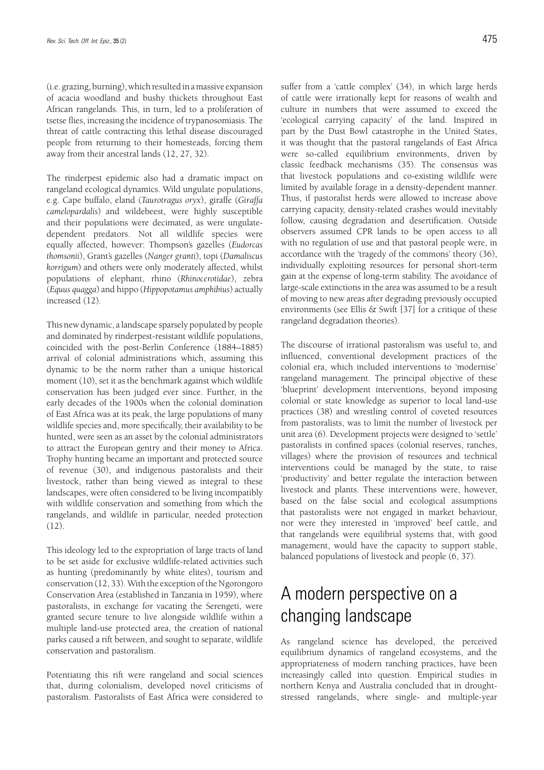(i.e. grazing, burning), which resulted in a massive expansion of acacia woodland and bushy thickets throughout East African rangelands. This, in turn, led to a proliferation of tsetse flies, increasing the incidence of trypanosomiasis. The threat of cattle contracting this lethal disease discouraged people from returning to their homesteads, forcing them away from their ancestral lands (12, 27, 32).

The rinderpest epidemic also had a dramatic impact on rangeland ecological dynamics. Wild ungulate populations, e.g. Cape buffalo, eland (*Taurotragus oryx*), giraffe (*Giraffa camelopardalis*) and wildebeest, were highly susceptible and their populations were decimated, as were ungulate-dependent predators. Not all wildlife species were equally affected, however: Thompson's gazelles (*Eudorcas thomsonii*), Grant's gazelles (*Nanger granti*), topi (*Damaliscus korrigum*) and others were only moderately affected, whilst populations of elephant, rhino (*Rhinocerotidae*), zebra (*Equus quagga*) and hippo (*Hippopotamus amphibius*) actually increased (12).

This new dynamic, a landscape sparsely populated by people and dominated by rinderpest-resistant wildlife populations, coincided with the post-Berlin Conference (1884–1885) arrival of colonial administrations which, assuming this dynamic to be the norm rather than a unique historical moment (10), set it as the benchmark against which wildlife conservation has been judged ever since. Further, in the early decades of the 1900s when the colonial domination of East Africa was at its peak, the large populations of many wildlife species and, more specifically, their availability to be hunted, were seen as an asset by the colonial administrators to attract the European gentry and their money to Africa. Trophy hunting became an important and protected source of revenue (30), and indigenous pastoralists and their livestock, rather than being viewed as integral to these landscapes, were often considered to be living incompatibly with wildlife conservation and something from which the rangelands, and wildlife in particular, needed protection (12).

This ideology led to the expropriation of large tracts of land to be set aside for exclusive wildlife-related activities such as hunting (predominantly by white elites), tourism and conservation (12, 33). With the exception of the Ngorongoro Conservation Area (established in Tanzania in 1959), where pastoralists, in exchange for vacating the Serengeti, were granted secure tenure to live alongside wildlife within a multiple land-use protected area, the creation of national parks caused a rift between, and sought to separate, wildlife conservation and pastoralism.

Potentiating this rift were rangeland and social sciences that, during colonialism, developed novel criticisms of pastoralism. Pastoralists of East Africa were considered to suffer from a 'cattle complex' (34), in which large herds of cattle were irrationally kept for reasons of wealth and culture in numbers that were assumed to exceed the 'ecological carrying capacity' of the land. Inspired in part by the Dust Bowl catastrophe in the United States, it was thought that the pastoral rangelands of East Africa were so-called equilibrium environments, driven by classic feedback mechanisms (35). The consensus was that livestock populations and co-existing wildlife were limited by available forage in a density-dependent manner. Thus, if pastoralist herds were allowed to increase above carrying capacity, density-related crashes would inevitably follow, causing degradation and desertification. Outside observers assumed CPR lands to be open access to all with no regulation of use and that pastoral people were, in accordance with the 'tragedy of the commons' theory (36), individually exploiting resources for personal short-term gain at the expense of long-term stability. The avoidance of large-scale extinctions in the area was assumed to be a result of moving to new areas after degrading previously occupied environments (see Ellis & Swift [37] for a critique of these rangeland degradation theories).

The discourse of irrational pastoralism was useful to, and influenced, conventional development practices of the colonial era, which included interventions to 'modernise' rangeland management. The principal objective of these 'blueprint' development interventions, beyond imposing colonial or state knowledge as superior to local land-use practices (38) and wrestling control of coveted resources from pastoralists, was to limit the number of livestock per unit area (6). Development projects were designed to 'settle' pastoralists in confined spaces (colonial reserves, ranches, villages) where the provision of resources and technical interventions could be managed by the state, to raise 'productivity' and better regulate the interaction between livestock and plants. These interventions were, however, based on the false social and ecological assumptions that pastoralists were not engaged in market behaviour, nor were they interested in 'improved' beef cattle, and that rangelands were equilibrial systems that, with good management, would have the capacity to support stable, balanced populations of livestock and people (6, 37).

## A modern perspective on a changing landscape

As rangeland science has developed, the perceived equilibrium dynamics of rangeland ecosystems, and the appropriateness of modern ranching practices, have been increasingly called into question. Empirical studies in northern Kenya and Australia concluded that in drought-stressed rangelands, where single- and multiple-year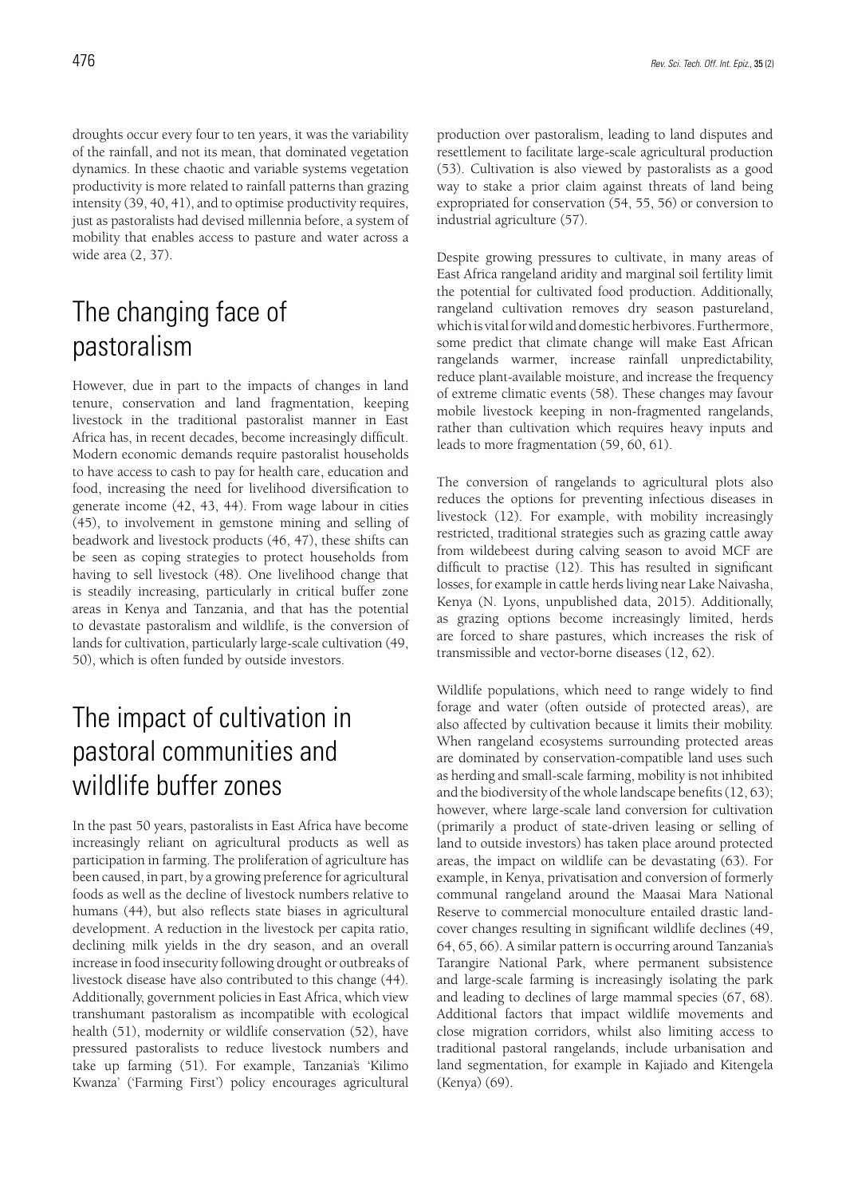droughts occur every four to ten years, it was the variability of the rainfall, and not its mean, that dominated vegetation dynamics. In these chaotic and variable systems vegetation productivity is more related to rainfall patterns than grazing intensity (39, 40, 41), and to optimise productivity requires, just as pastoralists had devised millennia before, a system of mobility that enables access to pasture and water across a wide area (2, 37).

# The changing face of pastoralism

However, due in part to the impacts of changes in land tenure, conservation and land fragmentation, keeping livestock in the traditional pastoralist manner in East Africa has, in recent decades, become increasingly difficult. Modern economic demands require pastoralist households to have access to cash to pay for health care, education and food, increasing the need for livelihood diversification to generate income (42, 43, 44). From wage labour in cities (45), to involvement in gemstone mining and selling of beadwork and livestock products (46, 47), these shifts can be seen as coping strategies to protect households from having to sell livestock (48). One livelihood change that is steadily increasing, particularly in critical buffer zone areas in Kenya and Tanzania, and that has the potential to devastate pastoralism and wildlife, is the conversion of lands for cultivation, particularly large-scale cultivation (49, 50), which is often funded by outside investors.

# The impact of cultivation in pastoral communities and wildlife buffer zones

In the past 50 years, pastoralists in East Africa have become increasingly reliant on agricultural products as well as participation in farming. The proliferation of agriculture has been caused, in part, by a growing preference for agricultural foods as well as the decline of livestock numbers relative to humans (44), but also reflects state biases in agricultural development. A reduction in the livestock per capita ratio, declining milk yields in the dry season, and an overall increase in food insecurity following drought or outbreaks of livestock disease have also contributed to this change (44). Additionally, government policies in East Africa, which view transhumant pastoralism as incompatible with ecological health (51), modernity or wildlife conservation (52), have pressured pastoralists to reduce livestock numbers and take up farming (51). For example, Tanzania's 'Kilimo Kwanza' ('Farming First') policy encourages agricultural production over pastoralism, leading to land disputes and resettlement to facilitate large-scale agricultural production (53). Cultivation is also viewed by pastoralists as a good way to stake a prior claim against threats of land being expropriated for conservation (54, 55, 56) or conversion to industrial agriculture (57).

Despite growing pressures to cultivate, in many areas of East Africa rangeland aridity and marginal soil fertility limit the potential for cultivated food production. Additionally, rangeland cultivation removes dry season pastureland, which is vital for wild and domestic herbivores. Furthermore, some predict that climate change will make East African rangelands warmer, increase rainfall unpredictability, reduce plant-available moisture, and increase the frequency of extreme climatic events (58). These changes may favour mobile livestock keeping in non-fragmented rangelands, rather than cultivation which requires heavy inputs and leads to more fragmentation (59, 60, 61).

The conversion of rangelands to agricultural plots also reduces the options for preventing infectious diseases in livestock (12). For example, with mobility increasingly restricted, traditional strategies such as grazing cattle away from wildebeest during calving season to avoid MCF are difficult to practise (12). This has resulted in significant losses, for example in cattle herds living near Lake Naivasha, Kenya (N. Lyons, unpublished data, 2015). Additionally, as grazing options become increasingly limited, herds are forced to share pastures, which increases the risk of transmissible and vector-borne diseases (12, 62).

Wildlife populations, which need to range widely to find forage and water (often outside of protected areas), are also affected by cultivation because it limits their mobility. When rangeland ecosystems surrounding protected areas are dominated by conservation-compatible land uses such as herding and small-scale farming, mobility is not inhibited and the biodiversity of the whole landscape benefits (12, 63); however, where large-scale land conversion for cultivation (primarily a product of state-driven leasing or selling of land to outside investors) has taken place around protected areas, the impact on wildlife can be devastating (63). For example, in Kenya, privatisation and conversion of formerly communal rangeland around the Maasai Mara National Reserve to commercial monoculture entailed drastic land-cover changes resulting in significant wildlife declines (49, 64, 65, 66). A similar pattern is occurring around Tanzania's Tarangire National Park, where permanent subsistence and large-scale farming is increasingly isolating the park and leading to declines of large mammal species (67, 68). Additional factors that impact wildlife movements and close migration corridors, whilst also limiting access to traditional pastoral rangelands, include urbanisation and land segmentation, for example in Kajiado and Kitengela (Kenya) (69).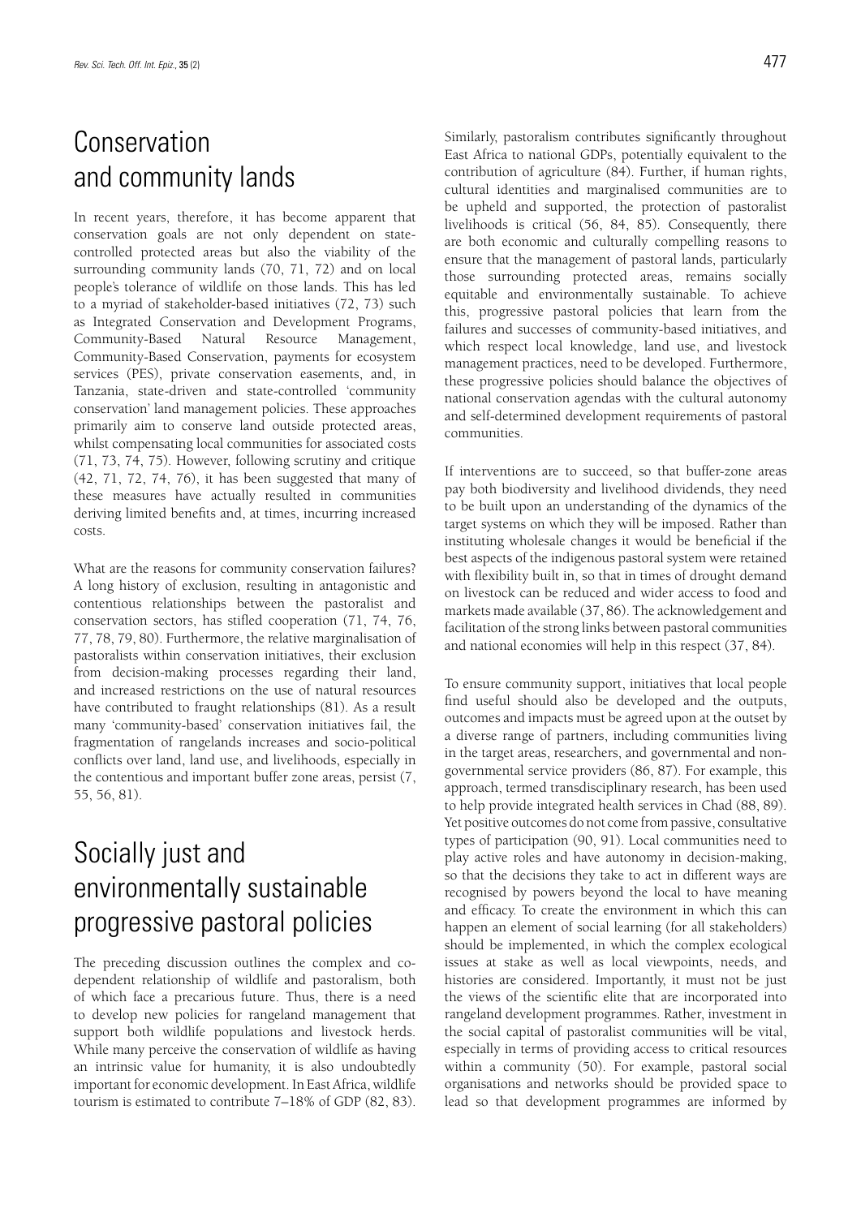## Conservation and community lands

In recent years, therefore, it has become apparent that conservation goals are not only dependent on state-controlled protected areas but also the viability of the surrounding community lands (70, 71, 72) and on local people's tolerance of wildlife on those lands. This has led to a myriad of stakeholder-based initiatives (72, 73) such as Integrated Conservation and Development Programs, Community-Based Natural Resource Management, Community-Based Conservation, payments for ecosystem services (PES), private conservation easements, and, in Tanzania, state-driven and state-controlled 'community conservation' land management policies. These approaches primarily aim to conserve land outside protected areas, whilst compensating local communities for associated costs (71, 73, 74, 75). However, following scrutiny and critique (42, 71, 72, 74, 76), it has been suggested that many of these measures have actually resulted in communities deriving limited benefits and, at times, incurring increased costs.

What are the reasons for community conservation failures? A long history of exclusion, resulting in antagonistic and contentious relationships between the pastoralist and conservation sectors, has stifled cooperation (71, 74, 76, 77, 78, 79, 80). Furthermore, the relative marginalisation of pastoralists within conservation initiatives, their exclusion from decision-making processes regarding their land, and increased restrictions on the use of natural resources have contributed to fraught relationships (81). As a result many 'community-based' conservation initiatives fail, the fragmentation of rangelands increases and socio-political conflicts over land, land use, and livelihoods, especially in the contentious and important buffer zone areas, persist (7, 55, 56, 81).

## Socially just and environmentally sustainable progressive pastoral policies

The preceding discussion outlines the complex and co-dependent relationship of wildlife and pastoralism, both of which face a precarious future. Thus, there is a need to develop new policies for rangeland management that support both wildlife populations and livestock herds. While many perceive the conservation of wildlife as having an intrinsic value for humanity, it is also undoubtedly important for economic development. In East Africa, wildlife tourism is estimated to contribute 7–18% of GDP (82, 83). Similarly, pastoralism contributes significantly throughout East Africa to national GDPs, potentially equivalent to the contribution of agriculture (84). Further, if human rights, cultural identities and marginalised communities are to be upheld and supported, the protection of pastoralist livelihoods is critical (56, 84, 85). Consequently, there are both economic and culturally compelling reasons to ensure that the management of pastoral lands, particularly those surrounding protected areas, remains socially equitable and environmentally sustainable. To achieve this, progressive pastoral policies that learn from the failures and successes of community-based initiatives, and which respect local knowledge, land use, and livestock management practices, need to be developed. Furthermore, these progressive policies should balance the objectives of national conservation agendas with the cultural autonomy and self-determined development requirements of pastoral communities.

If interventions are to succeed, so that buffer-zone areas pay both biodiversity and livelihood dividends, they need to be built upon an understanding of the dynamics of the target systems on which they will be imposed. Rather than instituting wholesale changes it would be beneficial if the best aspects of the indigenous pastoral system were retained with flexibility built in, so that in times of drought demand on livestock can be reduced and wider access to food and markets made available (37, 86). The acknowledgement and facilitation of the strong links between pastoral communities and national economies will help in this respect (37, 84).

To ensure community support, initiatives that local people find useful should also be developed and the outputs, outcomes and impacts must be agreed upon at the outset by a diverse range of partners, including communities living in the target areas, researchers, and governmental and non-governmental service providers (86, 87). For example, this approach, termed transdisciplinary research, has been used to help provide integrated health services in Chad (88, 89). Yet positive outcomes do not come from passive, consultative types of participation (90, 91). Local communities need to play active roles and have autonomy in decision-making, so that the decisions they take to act in different ways are recognised by powers beyond the local to have meaning and efficacy. To create the environment in which this can happen an element of social learning (for all stakeholders) should be implemented, in which the complex ecological issues at stake as well as local viewpoints, needs, and histories are considered. Importantly, it must not be just the views of the scientific elite that are incorporated into rangeland development programmes. Rather, investment in the social capital of pastoralist communities will be vital, especially in terms of providing access to critical resources within a community (50). For example, pastoral social organisations and networks should be provided space to lead so that development programmes are informed by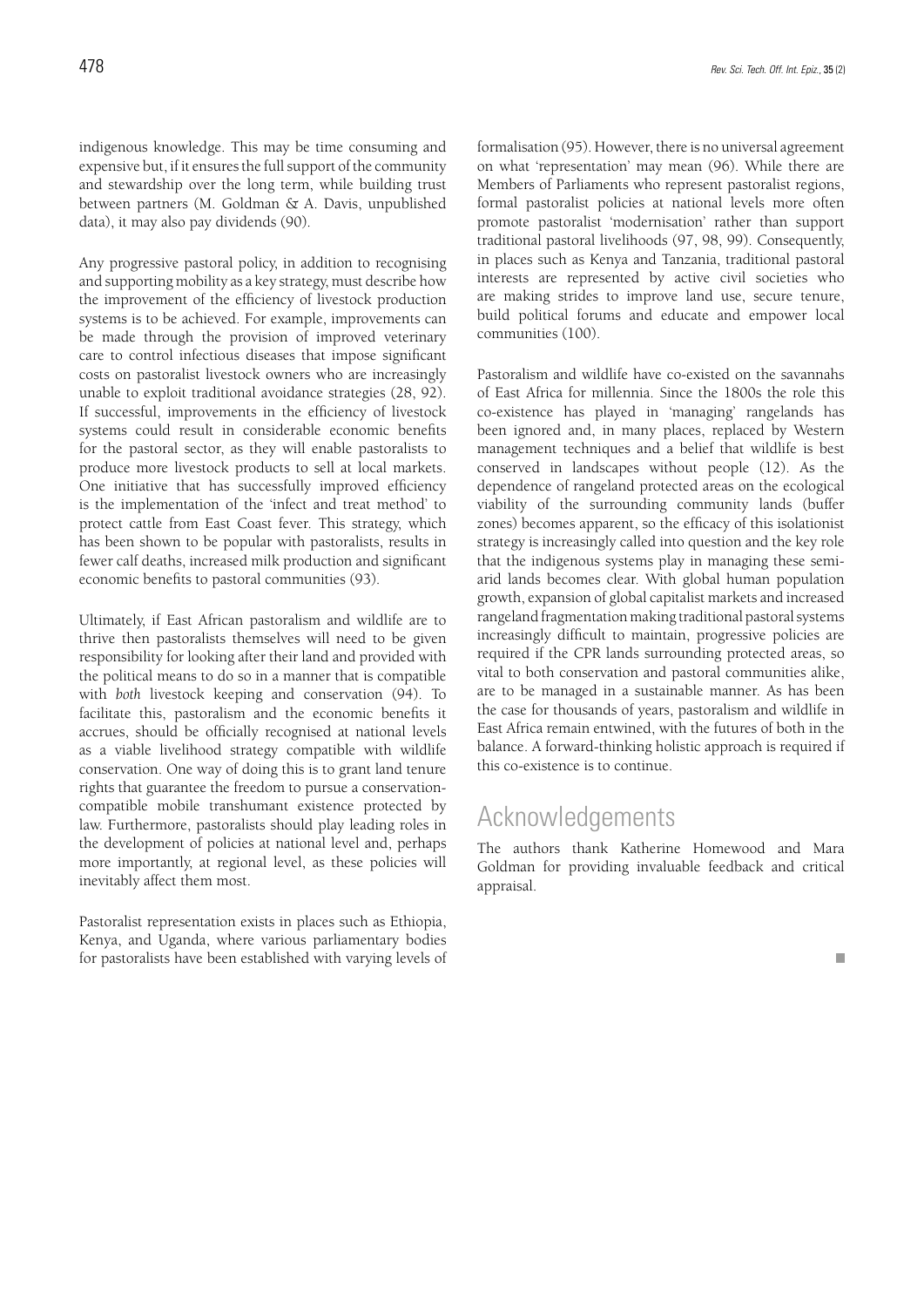indigenous knowledge. This may be time consuming and expensive but, if it ensures the full support of the community and stewardship over the long term, while building trust between partners (M. Goldman & A. Davis, unpublished data), it may also pay dividends (90).

Any progressive pastoral policy, in addition to recognising and supporting mobility as a key strategy, must describe how the improvement of the efficiency of livestock production systems is to be achieved. For example, improvements can be made through the provision of improved veterinary care to control infectious diseases that impose significant costs on pastoralist livestock owners who are increasingly unable to exploit traditional avoidance strategies (28, 92). If successful, improvements in the efficiency of livestock systems could result in considerable economic benefits for the pastoral sector, as they will enable pastoralists to produce more livestock products to sell at local markets. One initiative that has successfully improved efficiency is the implementation of the 'infect and treat method' to protect cattle from East Coast fever. This strategy, which has been shown to be popular with pastoralists, results in fewer calf deaths, increased milk production and significant economic benefits to pastoral communities (93).

Ultimately, if East African pastoralism and wildlife are to thrive then pastoralists themselves will need to be given responsibility for looking after their land and provided with the political means to do so in a manner that is compatible with *both* livestock keeping and conservation (94). To facilitate this, pastoralism and the economic benefits it accrues, should be officially recognised at national levels as a viable livelihood strategy compatible with wildlife conservation. One way of doing this is to grant land tenure rights that guarantee the freedom to pursue a conservation-compatible mobile transhumant existence protected by law. Furthermore, pastoralists should play leading roles in the development of policies at national level and, perhaps more importantly, at regional level, as these policies will inevitably affect them most.

Pastoralist representation exists in places such as Ethiopia, Kenya, and Uganda, where various parliamentary bodies for pastoralists have been established with varying levels of formalisation (95). However, there is no universal agreement on what 'representation' may mean (96). While there are Members of Parliaments who represent pastoralist regions, formal pastoralist policies at national levels more often promote pastoralist 'modernisation' rather than support traditional pastoral livelihoods (97, 98, 99). Consequently, in places such as Kenya and Tanzania, traditional pastoral interests are represented by active civil societies who are making strides to improve land use, secure tenure, build political forums and educate and empower local communities (100).

Pastoralism and wildlife have co-existed on the savannahs of East Africa for millennia. Since the 1800s the role this co-existence has played in 'managing' rangelands has been ignored and, in many places, replaced by Western management techniques and a belief that wildlife is best conserved in landscapes without people (12). As the dependence of rangeland protected areas on the ecological viability of the surrounding community lands (buffer zones) becomes apparent, so the efficacy of this isolationist strategy is increasingly called into question and the key role that the indigenous systems play in managing these semi-arid lands becomes clear. With global human population growth, expansion of global capitalist markets and increased rangeland fragmentation making traditional pastoral systems increasingly difficult to maintain, progressive policies are required if the CPR lands surrounding protected areas, so vital to both conservation and pastoral communities alike, are to be managed in a sustainable manner. As has been the case for thousands of years, pastoralism and wildlife in East Africa remain entwined, with the futures of both in the balance. A forward-thinking holistic approach is required if this co-existence is to continue.

## Acknowledgements

The authors thank Katherine Homewood and Mara Goldman for providing invaluable feedback and critical appraisal.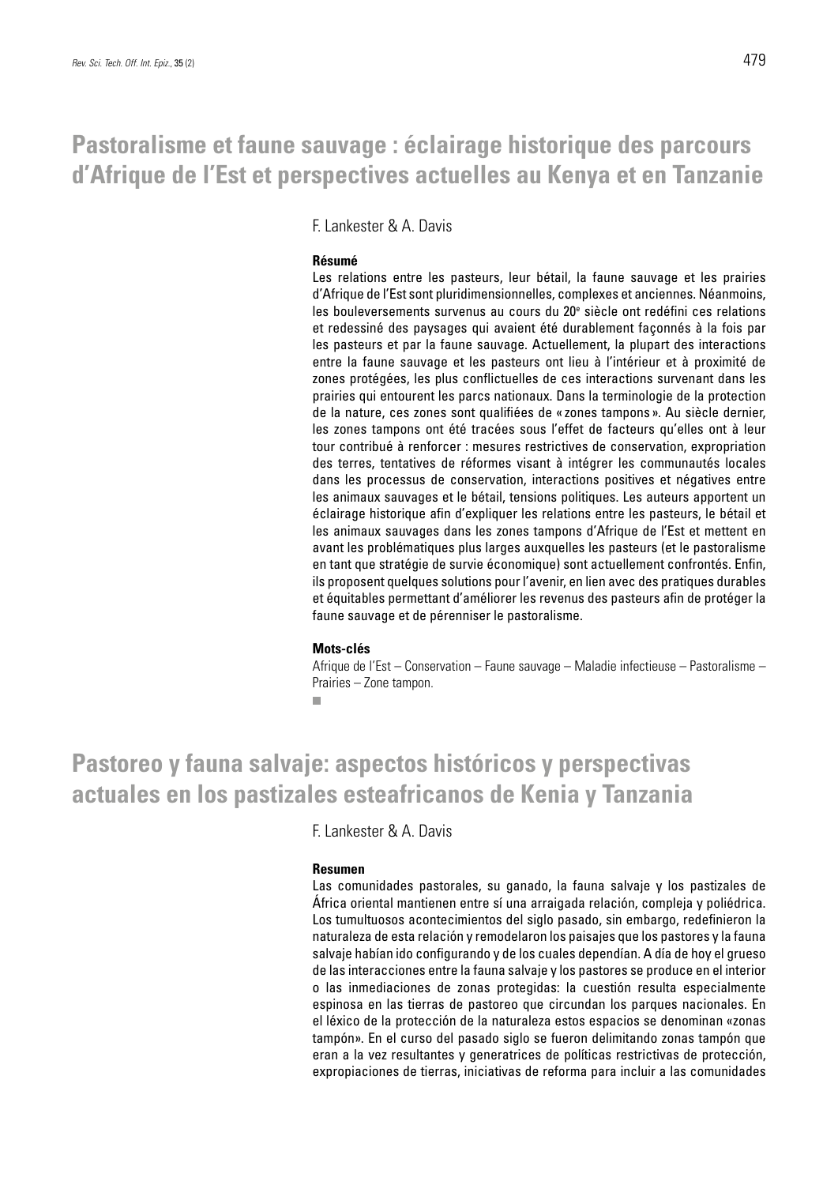# Pastoralisme et faune sauvage : éclairage historique des parcours d'Afrique de l'Est et perspectives actuelles au Kenya et en Tanzanie

F. Lankester & A. Davis

**Résumé**

Les relations entre les pasteurs, leur bétail, la faune sauvage et les prairies d'Afrique de l'Est sont pluridimensionnelles, complexes et anciennes. Néanmoins, les bouleversements survenus au cours du 20e siècle ont redéfini ces relations et redessiné des paysages qui avaient été durablement façonnés à la fois par les pasteurs et par la faune sauvage. Actuellement, la plupart des interactions entre la faune sauvage et les pasteurs ont lieu à l'intérieur et à proximité de zones protégées, les plus conflictuelles de ces interactions survenant dans les prairies qui entourent les parcs nationaux. Dans la terminologie de la protection de la nature, ces zones sont qualifiées de « zones tampons ». Au siècle dernier, les zones tampons ont été tracées sous l'effet de facteurs qu'elles ont à leur tour contribué à renforcer : mesures restrictives de conservation, expropriation des terres, tentatives de réformes visant à intégrer les communautés locales dans les processus de conservation, interactions positives et négatives entre les animaux sauvages et le bétail, tensions politiques. Les auteurs apportent un éclairage historique afin d'expliquer les relations entre les pasteurs, le bétail et les animaux sauvages dans les zones tampons d'Afrique de l'Est et mettent en avant les problématiques plus larges auxquelles les pasteurs (et le pastoralisme en tant que stratégie de survie économique) sont actuellement confrontés. Enfin, ils proposent quelques solutions pour l'avenir, en lien avec des pratiques durables et équitables permettant d'améliorer les revenus des pasteurs afin de protéger la faune sauvage et de pérenniser le pastoralisme.

**Mots-clés**

Afrique de l'Est – Conservation – Faune sauvage – Maladie infectieuse – Pastoralisme – Prairies – Zone tampon.

# Pastoreo y fauna salvaje: aspectos históricos y perspectivas actuales en los pastizales esteafricanos de Kenia y Tanzania

F. Lankester & A. Davis

**Resumen**

Las comunidades pastorales, su ganado, la fauna salvaje y los pastizales de África oriental mantienen entre sí una arraigada relación, compleja y poliédrica. Los tumultuosos acontecimientos del siglo pasado, sin embargo, redefinieron la naturaleza de esta relación y remodelaron los paisajes que los pastores y la fauna salvaje habían ido configurando y de los cuales dependían. A día de hoy el grueso de las interacciones entre la fauna salvaje y los pastores se produce en el interior o las inmediaciones de zonas protegidas: la cuestión resulta especialmente espinosa en las tierras de pastoreo que circundan los parques nacionales. En el léxico de la protección de la naturaleza estos espacios se denominan «zonas tampón». En el curso del pasado siglo se fueron delimitando zonas tampón que eran a la vez resultantes y generatrices de políticas restrictivas de protección, expropiaciones de tierras, iniciativas de reforma para incluir a las comunidades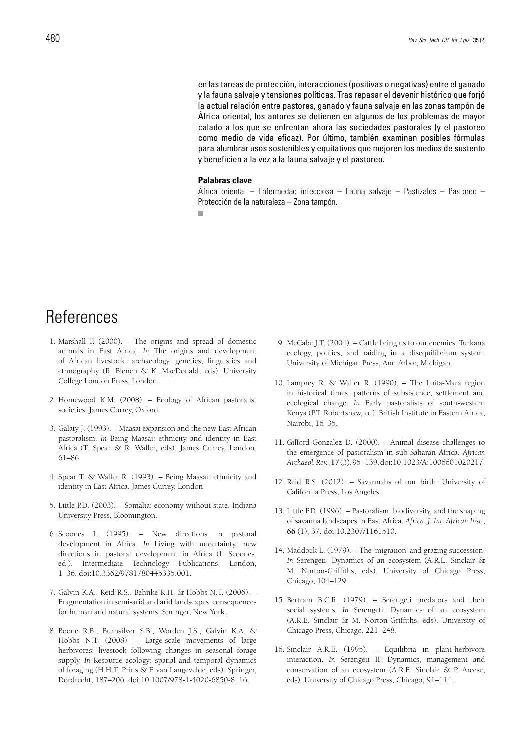en las tareas de protección, interacciones (positivas o negativas) entre el ganado y la fauna salvaje y tensiones políticas. Tras repasar el devenir histórico que forjó la actual relación entre pastores, ganado y fauna salvaje en las zonas tampón de África oriental, los autores se detienen en algunos de los problemas de mayor calado a los que se enfrentan ahora las sociedades pastorales (y el pastoreo como medio de vida eficaz). Por último, también examinan posibles fórmulas para alumbrar usos sostenibles y equitativos que mejoren los medios de sustento y beneficien a la vez a la fauna salvaje y el pastoreo.

**Palabras clave**

África oriental – Enfermedad infecciosa – Fauna salvaje – Pastizales – Pastoreo – Protección de la naturaleza – Zona tampón.

# References

1. Marshall F. (2000). – The origins and spread of domestic animals in East Africa. *In* The origins and development of African livestock: archaeology, genetics, linguistics and ethnography (R. Blench & K. MacDonald, eds). University College London Press, London.

2. Homewood K.M. (2008). – Ecology of African pastoralist societies. James Currey, Oxford.

3. Galaty J. (1993). – Maasai expansion and the new East African pastoralism. *In* Being Maasai: ethnicity and identity in East Africa (T. Spear & R. Waller, eds). James Currey, London, 61–86.

4. Spear T. & Waller R. (1993). – Being Maasai: ethnicity and identity in East Africa. James Currey, London.

5. Little P.D. (2003). – Somalia: economy without state. Indiana University Press, Bloomington.

6. Scoones I. (1995). – New directions in pastoral development in Africa. *In* Living with uncertainty: new directions in pastoral development in Africa (I. Scoones, ed.). Intermediate Technology Publications, London, 1–36. doi:10.3362/9781780445335.001.

7. Galvin K.A., Reid R.S., Behnke R.H. & Hobbs N.T. (2006). – Fragmentation in semi-arid and arid landscapes: consequences for human and natural systems. Springer, New York.

8. Boone R.B., Burnsilver S.B., Worden J.S., Galvin K.A. & Hobbs N.T. (2008). – Large-scale movements of large herbivores: livestock following changes in seasonal forage supply. *In* Resource ecology: spatial and temporal dynamics of foraging (H.H.T. Prins & F. van Langevelde, eds). Springer, Dordrecht, 187–206. doi:10.1007/978-1-4020-6850-8_16.

9. McCabe J.T. (2004). – Cattle bring us to our enemies: Turkana ecology, politics, and raiding in a disequilibrium system. University of Michigan Press, Ann Arbor, Michigan.

10. Lamprey R. & Waller R. (1990). – The Loita-Mara region in historical times: patterns of subsistence, settlement and ecological change. *In* Early pastoralists of south-western Kenya (P.T. Robertshaw, ed). British Institute in Eastern Africa, Nairobi, 16–35.

11. Gifford-Gonzalez D. (2000). – Animal disease challenges to the emergence of pastoralism in sub-Saharan Africa. *African Archaeol. Rev.*, **17** (3), 95–139. doi:10.1023/A:1006601020217.

12. Reid R.S. (2012). – Savannahs of our birth. University of California Press, Los Angeles.

13. Little P.D. (1996). – Pastoralism, biodiversity, and the shaping of savanna landscapes in East Africa. *Africa: J. Int. African Inst.*, **66** (1), 37. doi:10.2307/1161510.

14. Maddock L. (1979). – The 'migration' and grazing succession. *In* Serengeti: Dynamics of an ecosystem (A.R.E. Sinclair & M. Norton-Griffiths, eds). University of Chicago Press, Chicago, 104–129.

15. Bertram B.C.R. (1979). – Serengeti predators and their social systems. *In* Serengeti: Dynamics of an ecosystem (A.R.E. Sinclair & M. Norton-Griffiths, eds). University of Chicago Press, Chicago, 221–248.

16. Sinclair A.R.E. (1995). – Equilibria in plant-herbivore interaction. *In* Serengeti II: Dynamics, management and conservation of an ecosystem (A.R.E. Sinclair & P. Arcese, eds). University of Chicago Press, Chicago, 91–114.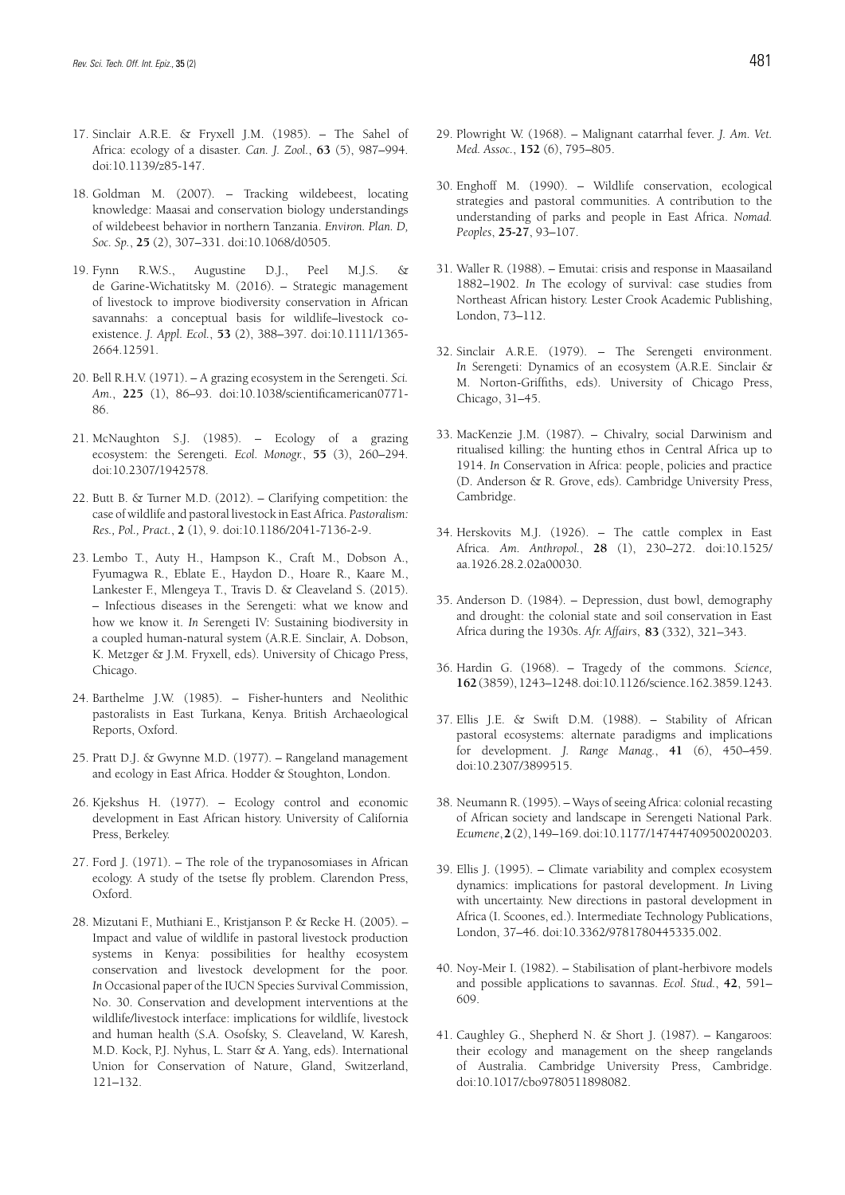17. Sinclair A.R.E. & Fryxell J.M. (1985). – The Sahel of Africa: ecology of a disaster. *Can. J. Zool.*, **63** (5), 987–994. doi:10.1139/z85-147.

18. Goldman M. (2007). – Tracking wildebeest, locating knowledge: Maasai and conservation biology understandings of wildebeest behavior in northern Tanzania. *Environ. Plan. D, Soc. Sp.*, **25** (2), 307–331. doi:10.1068/d0505.

19. Fynn R.W.S., Augustine D.J., Peel M.J.S. & de Garine-Wichatitsky M. (2016). – Strategic management of livestock to improve biodiversity conservation in African savannahs: a conceptual basis for wildlife–livestock co-existence. *J. Appl. Ecol.*, **53** (2), 388–397. doi:10.1111/1365-2664.12591.

20. Bell R.H.V. (1971). – A grazing ecosystem in the Serengeti. *Sci. Am.*, **225** (1), 86–93. doi:10.1038/scientificamerican0771-86.

21. McNaughton S.J. (1985). – Ecology of a grazing ecosystem: the Serengeti. *Ecol. Monogr.*, **55** (3), 260–294. doi:10.2307/1942578.

22. Butt B. & Turner M.D. (2012). – Clarifying competition: the case of wildlife and pastoral livestock in East Africa. *Pastoralism: Res., Pol., Pract.*, **2** (1), 9. doi:10.1186/2041-7136-2-9.

23. Lembo T., Auty H., Hampson K., Craft M., Dobson A., Fyumagwa R., Eblate E., Haydon D., Hoare R., Kaare M., Lankester F., Mlengeya T., Travis D. & Cleaveland S. (2015). – Infectious diseases in the Serengeti: what we know and how we know it. *In* Serengeti IV: Sustaining biodiversity in a coupled human-natural system (A.R.E. Sinclair, A. Dobson, K. Metzger & J.M. Fryxell, eds). University of Chicago Press, Chicago.

24. Barthelme J.W. (1985). – Fisher-hunters and Neolithic pastoralists in East Turkana, Kenya. British Archaeological Reports, Oxford.

25. Pratt D.J. & Gwynne M.D. (1977). – Rangeland management and ecology in East Africa. Hodder & Stoughton, London.

26. Kjekshus H. (1977). – Ecology control and economic development in East African history. University of California Press, Berkeley.

27. Ford J. (1971). – The role of the trypanosomiases in African ecology. A study of the tsetse fly problem. Clarendon Press, Oxford.

28. Mizutani F., Muthiani E., Kristjanson P. & Recke H. (2005). – Impact and value of wildlife in pastoral livestock production systems in Kenya: possibilities for healthy ecosystem conservation and livestock development for the poor. *In* Occasional paper of the IUCN Species Survival Commission, No. 30. Conservation and development interventions at the wildlife/livestock interface: implications for wildlife, livestock and human health (S.A. Osofsky, S. Cleaveland, W. Karesh, M.D. Kock, P.J. Nyhus, L. Starr & A. Yang, eds). International Union for Conservation of Nature, Gland, Switzerland, 121–132.

29. Plowright W. (1968). – Malignant catarrhal fever. *J. Am. Vet. Med. Assoc.*, **152** (6), 795–805.

30. Enghoff M. (1990). – Wildlife conservation, ecological strategies and pastoral communities. A contribution to the understanding of parks and people in East Africa. *Nomad. Peoples*, **25-27**, 93–107.

31. Waller R. (1988). – Emutai: crisis and response in Maasailand 1882–1902. *In* The ecology of survival: case studies from Northeast African history. Lester Crook Academic Publishing, London, 73–112.

32. Sinclair A.R.E. (1979). – The Serengeti environment. *In* Serengeti: Dynamics of an ecosystem (A.R.E. Sinclair & M. Norton-Griffiths, eds). University of Chicago Press, Chicago, 31–45.

33. MacKenzie J.M. (1987). – Chivalry, social Darwinism and ritualised killing: the hunting ethos in Central Africa up to 1914. *In* Conservation in Africa: people, policies and practice (D. Anderson & R. Grove, eds). Cambridge University Press, Cambridge.

34. Herskovits M.J. (1926). – The cattle complex in East Africa. *Am. Anthropol.*, **28** (1), 230–272. doi:10.1525/aa.1926.28.2.02a00030.

35. Anderson D. (1984). – Depression, dust bowl, demography and drought: the colonial state and soil conservation in East Africa during the 1930s. *Afr. Affairs*, **83** (332), 321–343.

36. Hardin G. (1968). – Tragedy of the commons. *Science,* **162** (3859), 1243–1248. doi:10.1126/science.162.3859.1243.

37. Ellis J.E. & Swift D.M. (1988). – Stability of African pastoral ecosystems: alternate paradigms and implications for development. *J. Range Manag.*, **41** (6), 450–459. doi:10.2307/3899515.

38. Neumann R. (1995). – Ways of seeing Africa: colonial recasting of African society and landscape in Serengeti National Park. *Ecumene*, **2** (2), 149–169. doi:10.1177/147447409500200203.

39. Ellis J. (1995). – Climate variability and complex ecosystem dynamics: implications for pastoral development. *In* Living with uncertainty. New directions in pastoral development in Africa (I. Scoones, ed.). Intermediate Technology Publications, London, 37–46. doi:10.3362/9781780445335.002.

40. Noy-Meir I. (1982). – Stabilisation of plant-herbivore models and possible applications to savannas. *Ecol. Stud.*, **42**, 591–609.

41. Caughley G., Shepherd N. & Short J. (1987). – Kangaroos: their ecology and management on the sheep rangelands of Australia. Cambridge University Press, Cambridge. doi:10.1017/cbo9780511898082.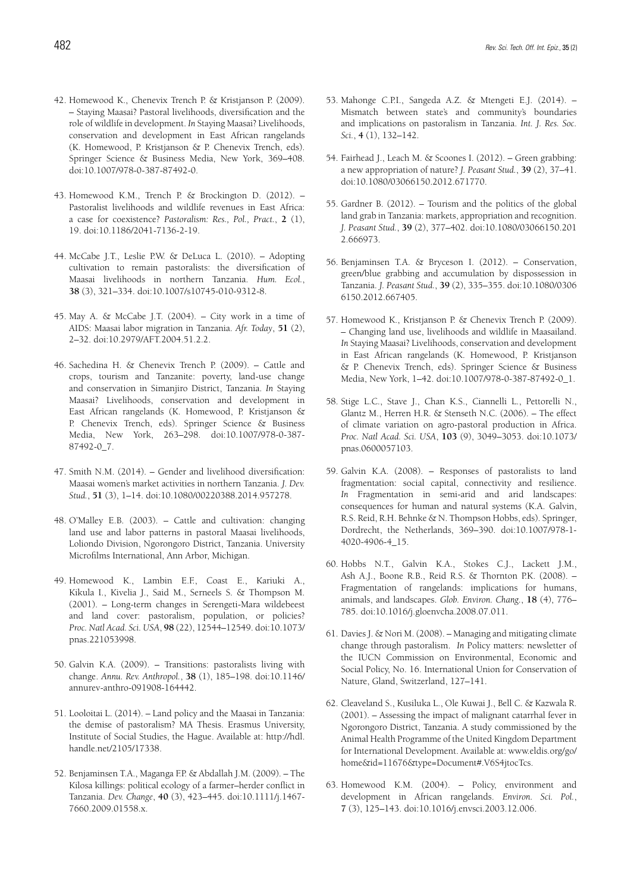42. Homewood K., Chenevix Trench P. & Kristjanson P. (2009). – Staying Maasai? Pastoral livelihoods, diversification and the role of wildlife in development. *In* Staying Maasai? Livelihoods, conservation and development in East African rangelands (K. Homewood, P. Kristjanson & P. Chenevix Trench, eds). Springer Science & Business Media, New York, 369–408. doi:10.1007/978-0-387-87492-0.

43. Homewood K.M., Trench P. & Brockington D. (2012). – Pastoralist livelihoods and wildlife revenues in East Africa: a case for coexistence? *Pastoralism: Res., Pol., Pract.*, **2** (1), 19. doi:10.1186/2041-7136-2-19.

44. McCabe J.T., Leslie P.W. & DeLuca L. (2010). – Adopting cultivation to remain pastoralists: the diversification of Maasai livelihoods in northern Tanzania. *Hum. Ecol.*, **38** (3), 321–334. doi:10.1007/s10745-010-9312-8.

45. May A. & McCabe J.T. (2004). – City work in a time of AIDS: Maasai labor migration in Tanzania. *Afr. Today*, **51** (2), 2–32. doi:10.2979/AFT.2004.51.2.2.

46. Sachedina H. & Chenevix Trench P. (2009). – Cattle and crops, tourism and Tanzanite: poverty, land-use change and conservation in Simanjiro District, Tanzania. *In* Staying Maasai? Livelihoods, conservation and development in East African rangelands (K. Homewood, P. Kristjanson & P. Chenevix Trench, eds). Springer Science & Business Media, New York, 263–298. doi:10.1007/978-0-387-87492-0_7.

47. Smith N.M. (2014). – Gender and livelihood diversification: Maasai women's market activities in northern Tanzania. *J. Dev. Stud.*, **51** (3), 1–14. doi:10.1080/00220388.2014.957278.

48. O'Malley E.B. (2003). – Cattle and cultivation: changing land use and labor patterns in pastoral Maasai livelihoods, Loliondo Division, Ngorongoro District, Tanzania. University Microfilms International, Ann Arbor, Michigan.

49. Homewood K., Lambin E.F., Coast E., Kariuki A., Kikula I., Kivelia J., Said M., Serneels S. & Thompson M. (2001). – Long-term changes in Serengeti-Mara wildebeest and land cover: pastoralism, population, or policies? *Proc. Natl Acad. Sci. USA*, **98** (22), 12544–12549. doi:10.1073/pnas.221053998.

50. Galvin K.A. (2009). – Transitions: pastoralists living with change. *Annu. Rev. Anthropol.*, **38** (1), 185–198. doi:10.1146/annurev-anthro-091908-164442.

51. Looloitai L. (2014). – Land policy and the Maasai in Tanzania: the demise of pastoralism? MA Thesis. Erasmus University, Institute of Social Studies, the Hague. Available at: http://hdl.handle.net/2105/17338.

52. Benjaminsen T.A., Maganga F.P. & Abdallah J.M. (2009). – The Kilosa killings: political ecology of a farmer–herder conflict in Tanzania. *Dev. Change*, **40** (3), 423–445. doi:10.1111/j.1467-7660.2009.01558.x.

53. Mahonge C.P.I., Sangeda A.Z. & Mtengeti E.J. (2014). – Mismatch between state's and community's boundaries and implications on pastoralism in Tanzania. *Int. J. Res. Soc. Sci.*, **4** (1), 132–142.

54. Fairhead J., Leach M. & Scoones I. (2012). – Green grabbing: a new appropriation of nature? *J. Peasant Stud.*, **39** (2), 37–41. doi:10.1080/03066150.2012.671770.

55. Gardner B. (2012). – Tourism and the politics of the global land grab in Tanzania: markets, appropriation and recognition. *J. Peasant Stud.*, **39** (2), 377–402. doi:10.1080/03066150.2012.666973.

56. Benjaminsen T.A. & Bryceson I. (2012). – Conservation, green/blue grabbing and accumulation by dispossession in Tanzania. *J. Peasant Stud.*, **39** (2), 335–355. doi:10.1080/03066150.2012.667405.

57. Homewood K., Kristjanson P. & Chenevix Trench P. (2009). – Changing land use, livelihoods and wildlife in Maasailand. *In* Staying Maasai? Livelihoods, conservation and development in East African rangelands (K. Homewood, P. Kristjanson & P. Chenevix Trench, eds). Springer Science & Business Media, New York, 1–42. doi:10.1007/978-0-387-87492-0_1.

58. Stige L.C., Stave J., Chan K.S., Ciannelli L., Pettorelli N., Glantz M., Herren H.R. & Stenseth N.C. (2006). – The effect of climate variation on agro-pastoral production in Africa. *Proc. Natl Acad. Sci. USA*, **103** (9), 3049–3053. doi:10.1073/pnas.0600057103.

59. Galvin K.A. (2008). – Responses of pastoralists to land fragmentation: social capital, connectivity and resilience. *In* Fragmentation in semi-arid and arid landscapes: consequences for human and natural systems (K.A. Galvin, R.S. Reid, R.H. Behnke & N. Thompson Hobbs, eds). Springer, Dordrecht, the Netherlands, 369–390. doi:10.1007/978-1-4020-4906-4_15.

60. Hobbs N.T., Galvin K.A., Stokes C.J., Lackett J.M., Ash A.J., Boone R.B., Reid R.S. & Thornton P.K. (2008). – Fragmentation of rangelands: implications for humans, animals, and landscapes. *Glob. Environ. Chang.*, **18** (4), 776–785. doi:10.1016/j.gloenvcha.2008.07.011.

61. Davies J. & Nori M. (2008). – Managing and mitigating climate change through pastoralism. *In* Policy matters: newsletter of the IUCN Commission on Environmental, Economic and Social Policy, No. 16. International Union for Conservation of Nature, Gland, Switzerland, 127–141.

62. Cleaveland S., Kusiluka L., Ole Kuwai J., Bell C. & Kazwala R. (2001). – Assessing the impact of malignant catarrhal fever in Ngorongoro District, Tanzania. A study commissioned by the Animal Health Programme of the United Kingdom Department for International Development. Available at: www.eldis.org/go/home&id=11676&type=Document#.V6S4jtocTcs.

63. Homewood K.M. (2004). – Policy, environment and development in African rangelands. *Environ. Sci. Pol.*, **7** (3), 125–143. doi:10.1016/j.envsci.2003.12.006.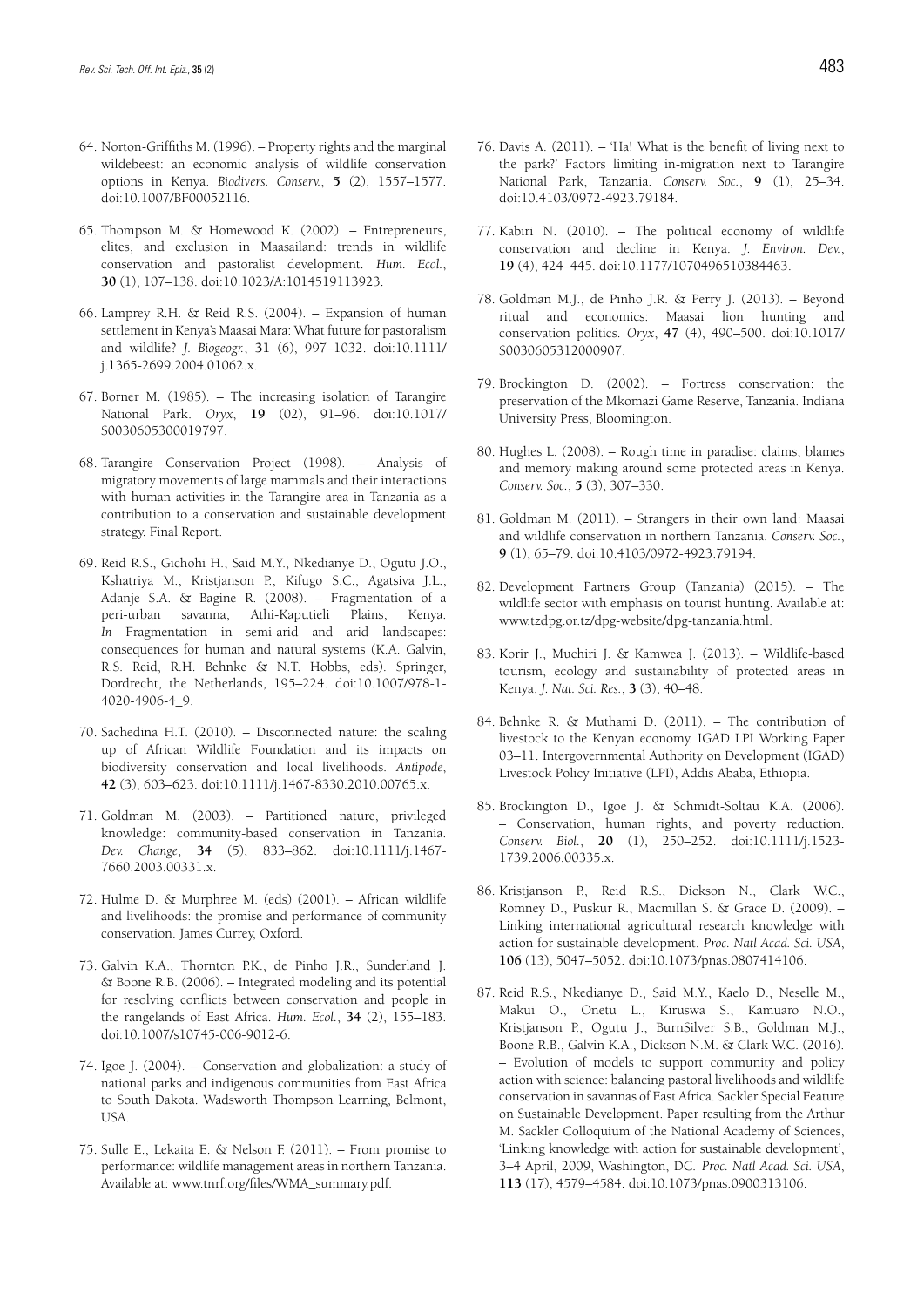64. Norton-Griffiths M. (1996). – Property rights and the marginal wildebeest: an economic analysis of wildlife conservation options in Kenya. *Biodivers. Conserv.*, **5** (2), 1557–1577. doi:10.1007/BF00052116.

65. Thompson M. & Homewood K. (2002). – Entrepreneurs, elites, and exclusion in Maasailand: trends in wildlife conservation and pastoralist development. *Hum. Ecol.*, **30** (1), 107–138. doi:10.1023/A:1014519113923.

66. Lamprey R.H. & Reid R.S. (2004). – Expansion of human settlement in Kenya's Maasai Mara: What future for pastoralism and wildlife? *J. Biogeogr.*, **31** (6), 997–1032. doi:10.1111/j.1365-2699.2004.01062.x.

67. Borner M. (1985). – The increasing isolation of Tarangire National Park. *Oryx*, **19** (02), 91–96. doi:10.1017/S0030605300019797.

68. Tarangire Conservation Project (1998). – Analysis of migratory movements of large mammals and their interactions with human activities in the Tarangire area in Tanzania as a contribution to a conservation and sustainable development strategy. Final Report.

69. Reid R.S., Gichohi H., Said M.Y., Nkedianye D., Ogutu J.O., Kshatriya M., Kristjanson P., Kifugo S.C., Agatsiva J.L., Adanje S.A. & Bagine R. (2008). – Fragmentation of a peri-urban savanna, Athi-Kaputieli Plains, Kenya. *In* Fragmentation in semi-arid and arid landscapes: consequences for human and natural systems (K.A. Galvin, R.S. Reid, R.H. Behnke & N.T. Hobbs, eds). Springer, Dordrecht, the Netherlands, 195–224. doi:10.1007/978-1-4020-4906-4_9.

70. Sachedina H.T. (2010). – Disconnected nature: the scaling up of African Wildlife Foundation and its impacts on biodiversity conservation and local livelihoods. *Antipode*, **42** (3), 603–623. doi:10.1111/j.1467-8330.2010.00765.x.

71. Goldman M. (2003). – Partitioned nature, privileged knowledge: community-based conservation in Tanzania. *Dev. Change*, **34** (5), 833–862. doi:10.1111/j.1467-7660.2003.00331.x.

72. Hulme D. & Murphree M. (eds) (2001). – African wildlife and livelihoods: the promise and performance of community conservation. James Currey, Oxford.

73. Galvin K.A., Thornton P.K., de Pinho J.R., Sunderland J. & Boone R.B. (2006). – Integrated modeling and its potential for resolving conflicts between conservation and people in the rangelands of East Africa. *Hum. Ecol.*, **34** (2), 155–183. doi:10.1007/s10745-006-9012-6.

74. Igoe J. (2004). – Conservation and globalization: a study of national parks and indigenous communities from East Africa to South Dakota. Wadsworth Thompson Learning, Belmont, USA.

75. Sulle E., Lekaita E. & Nelson F. (2011). – From promise to performance: wildlife management areas in northern Tanzania. Available at: www.tnrf.org/files/WMA_summary.pdf.

76. Davis A. (2011). – 'Ha! What is the benefit of living next to the park?' Factors limiting in-migration next to Tarangire National Park, Tanzania. *Conserv. Soc.*, **9** (1), 25–34. doi:10.4103/0972-4923.79184.

77. Kabiri N. (2010). – The political economy of wildlife conservation and decline in Kenya. *J. Environ. Dev.*, **19** (4), 424–445. doi:10.1177/1070496510384463.

78. Goldman M.J., de Pinho J.R. & Perry J. (2013). – Beyond ritual and economics: Maasai lion hunting and conservation politics. *Oryx*, **47** (4), 490–500. doi:10.1017/S0030605312000907.

79. Brockington D. (2002). – Fortress conservation: the preservation of the Mkomazi Game Reserve, Tanzania. Indiana University Press, Bloomington.

80. Hughes L. (2008). – Rough time in paradise: claims, blames and memory making around some protected areas in Kenya. *Conserv. Soc.*, **5** (3), 307–330.

81. Goldman M. (2011). – Strangers in their own land: Maasai and wildlife conservation in northern Tanzania. *Conserv. Soc.*, **9** (1), 65–79. doi:10.4103/0972-4923.79194.

82. Development Partners Group (Tanzania) (2015). – The wildlife sector with emphasis on tourist hunting. Available at: www.tzdpg.or.tz/dpg-website/dpg-tanzania.html.

83. Korir J., Muchiri J. & Kamwea J. (2013). – Wildlife-based tourism, ecology and sustainability of protected areas in Kenya. *J. Nat. Sci. Res.*, **3** (3), 40–48.

84. Behnke R. & Muthami D. (2011). – The contribution of livestock to the Kenyan economy. IGAD LPI Working Paper 03–11. Intergovernmental Authority on Development (IGAD) Livestock Policy Initiative (LPI), Addis Ababa, Ethiopia.

85. Brockington D., Igoe J. & Schmidt-Soltau K.A. (2006). – Conservation, human rights, and poverty reduction. *Conserv. Biol.*, **20** (1), 250–252. doi:10.1111/j.1523-1739.2006.00335.x.

86. Kristjanson P., Reid R.S., Dickson N., Clark W.C., Romney D., Puskur R., Macmillan S. & Grace D. (2009). – Linking international agricultural research knowledge with action for sustainable development. *Proc. Natl Acad. Sci. USA*, **106** (13), 5047–5052. doi:10.1073/pnas.0807414106.

87. Reid R.S., Nkedianye D., Said M.Y., Kaelo D., Neselle M., Makui O., Onetu L., Kiruswa S., Kamuaro N.O., Kristjanson P., Ogutu J., BurnSilver S.B., Goldman M.J., Boone R.B., Galvin K.A., Dickson N.M. & Clark W.C. (2016). – Evolution of models to support community and policy action with science: balancing pastoral livelihoods and wildlife conservation in savannas of East Africa. Sackler Special Feature on Sustainable Development. Paper resulting from the Arthur M. Sackler Colloquium of the National Academy of Sciences, 'Linking knowledge with action for sustainable development', 3–4 April, 2009, Washington, DC. *Proc. Natl Acad. Sci. USA*, **113** (17), 4579–4584. doi:10.1073/pnas.0900313106.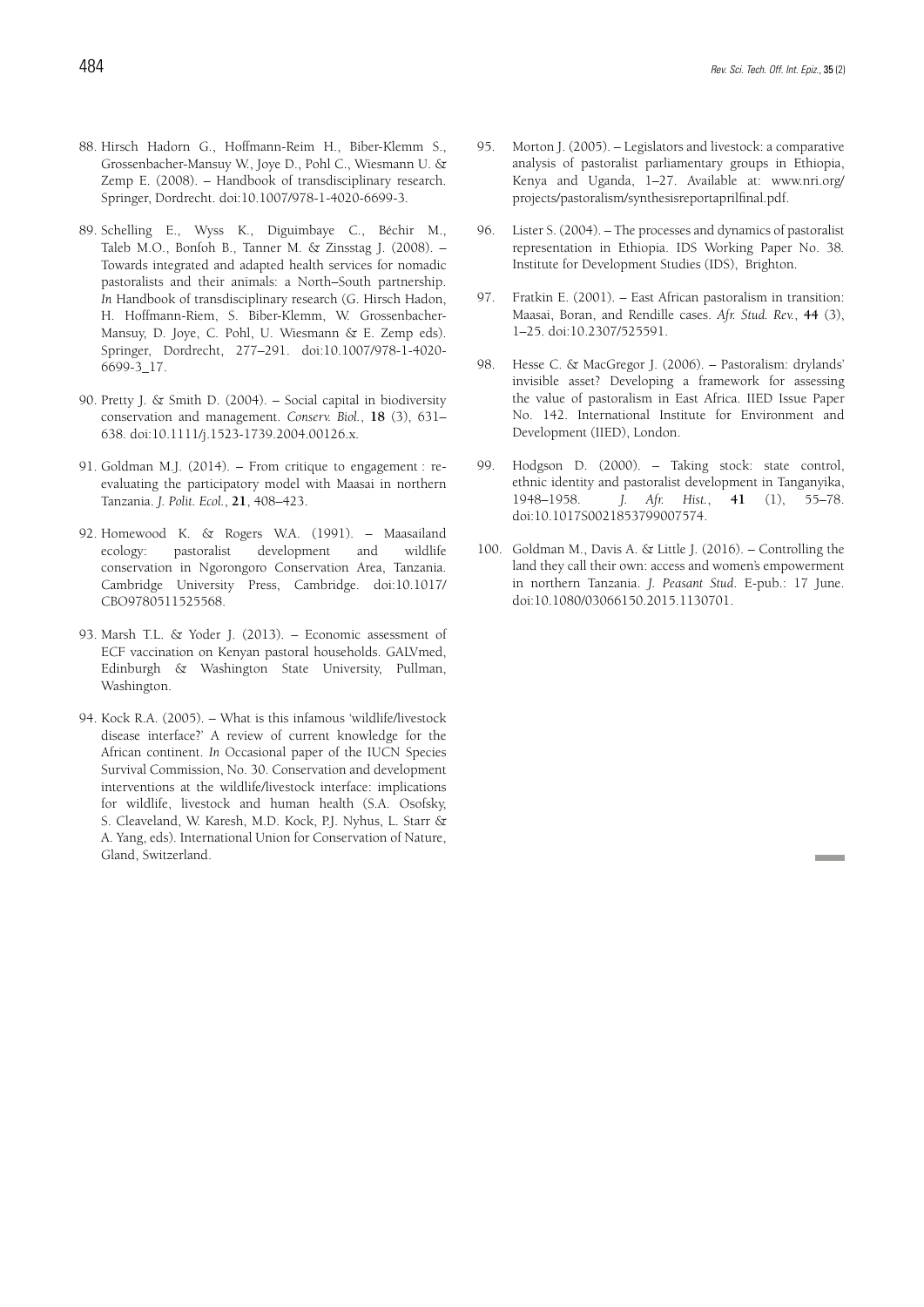88. Hirsch Hadorn G., Hoffmann-Reim H., Biber-Klemm S., Grossenbacher-Mansuy W., Joye D., Pohl C., Wiesmann U. & Zemp E. (2008). – Handbook of transdisciplinary research. Springer, Dordrecht. doi:10.1007/978-1-4020-6699-3.

89. Schelling E., Wyss K., Diguimbaye C., Béchir M., Taleb M.O., Bonfoh B., Tanner M. & Zinsstag J. (2008). – Towards integrated and adapted health services for nomadic pastoralists and their animals: a North–South partnership. *In* Handbook of transdisciplinary research (G. Hirsch Hadon, H. Hoffmann-Riem, S. Biber-Klemm, W. Grossenbacher-Mansuy, D. Joye, C. Pohl, U. Wiesmann & E. Zemp eds). Springer, Dordrecht, 277–291. doi:10.1007/978-1-4020-6699-3_17.

90. Pretty J. & Smith D. (2004). – Social capital in biodiversity conservation and management. *Conserv. Biol.*, **18** (3), 631–638. doi:10.1111/j.1523-1739.2004.00126.x.

91. Goldman M.J. (2014). – From critique to engagement : re-evaluating the participatory model with Maasai in northern Tanzania. *J. Polit. Ecol.*, **21**, 408–423.

92. Homewood K. & Rogers W.A. (1991). – Maasailand ecology: pastoralist development and wildlife conservation in Ngorongoro Conservation Area, Tanzania. Cambridge University Press, Cambridge. doi:10.1017/CBO9780511525568.

93. Marsh T.L. & Yoder J. (2013). – Economic assessment of ECF vaccination on Kenyan pastoral households. GALVmed, Edinburgh & Washington State University, Pullman, Washington.

94. Kock R.A. (2005). – What is this infamous 'wildlife/livestock disease interface?' A review of current knowledge for the African continent. *In* Occasional paper of the IUCN Species Survival Commission, No. 30. Conservation and development interventions at the wildlife/livestock interface: implications for wildlife, livestock and human health (S.A. Osofsky, S. Cleaveland, W. Karesh, M.D. Kock, P.J. Nyhus, L. Starr & A. Yang, eds). International Union for Conservation of Nature, Gland, Switzerland.

95. Morton J. (2005). – Legislators and livestock: a comparative analysis of pastoralist parliamentary groups in Ethiopia, Kenya and Uganda, 1–27. Available at: www.nri.org/projects/pastoralism/synthesisreportaprilfinal.pdf.

96. Lister S. (2004). – The processes and dynamics of pastoralist representation in Ethiopia. IDS Working Paper No. 38. Institute for Development Studies (IDS), Brighton.

97. Fratkin E. (2001). – East African pastoralism in transition: Maasai, Boran, and Rendille cases. *Afr. Stud. Rev.*, **44** (3), 1–25. doi:10.2307/525591.

98. Hesse C. & MacGregor J. (2006). – Pastoralism: drylands' invisible asset? Developing a framework for assessing the value of pastoralism in East Africa. IIED Issue Paper No. 142. International Institute for Environment and Development (IIED), London.

99. Hodgson D. (2000). – Taking stock: state control, ethnic identity and pastoralist development in Tanganyika, 1948–1958. *J. Afr. Hist.*, **41** (1), 55–78. doi:10.1017S0021853799007574.

100. Goldman M., Davis A. & Little J. (2016). – Controlling the land they call their own: access and women's empowerment in northern Tanzania. *J. Peasant Stud.* E-pub.: 17 June. doi:10.1080/03066150.2015.1130701.